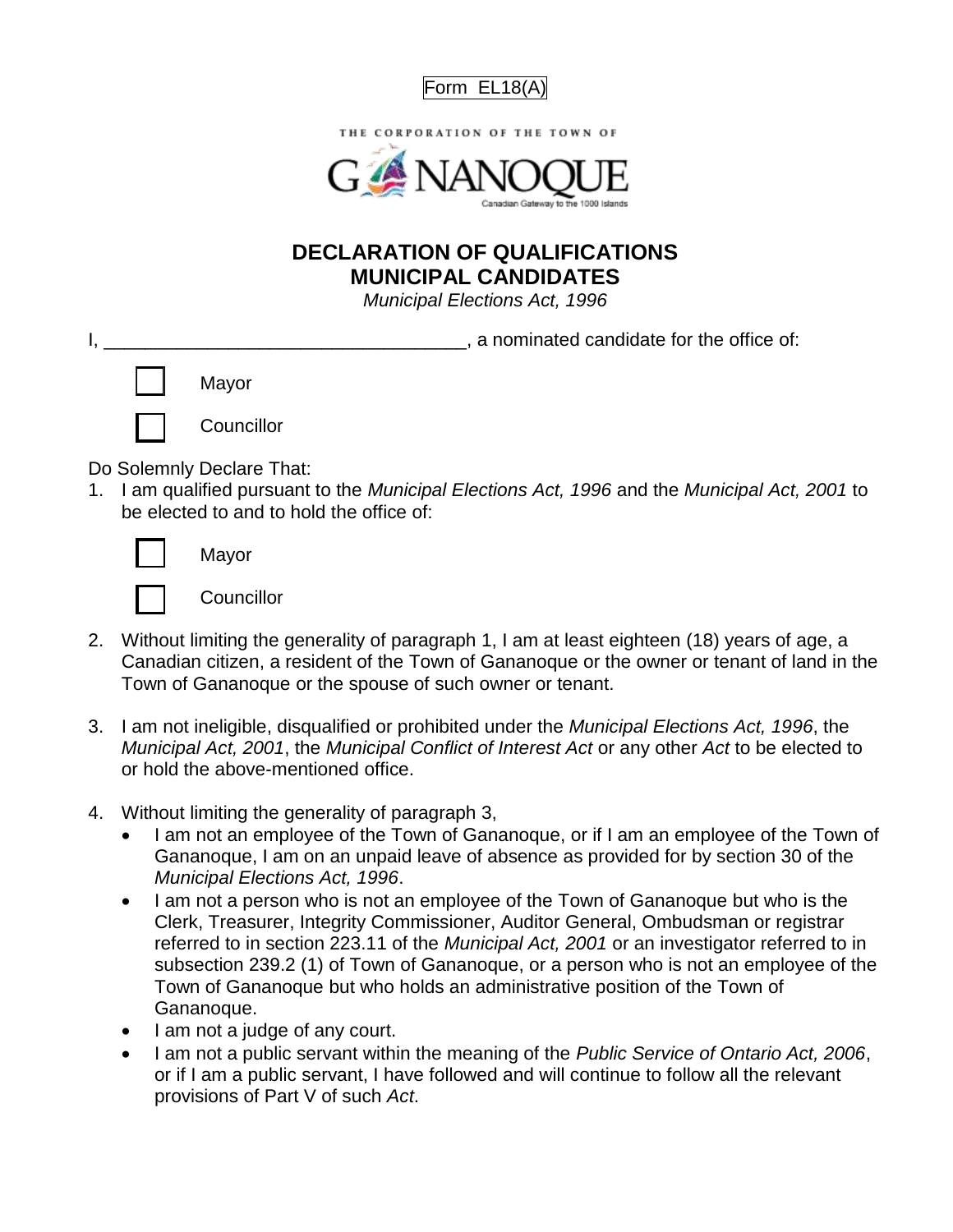Form EL18(A)

THE CORPORATION OF THE TOWN OF

GANANOQUE

Canadian Gateway to the 1000 Islands

# DECLARATION OF QUALIFICATIONS MUNICIPAL CANDIDATES

*Municipal Elections Act, 1996*

I, ___________________________________, a nominated candidate for the office of:

☐ Mayor

☐ Councillor

Do Solemnly Declare That:

1. I am qualified pursuant to the *Municipal Elections Act, 1996* and the *Municipal Act, 2001* to be elected to and to hold the office of:

   ☐ Mayor

   ☐ Councillor

2. Without limiting the generality of paragraph 1, I am at least eighteen (18) years of age, a Canadian citizen, a resident of the Town of Gananoque or the owner or tenant of land in the Town of Gananoque or the spouse of such owner or tenant.

3. I am not ineligible, disqualified or prohibited under the *Municipal Elections Act, 1996*, the *Municipal Act, 2001*, the *Municipal Conflict of Interest Act* or any other *Act* to be elected to or hold the above-mentioned office.

4. Without limiting the generality of paragraph 3,
   - I am not an employee of the Town of Gananoque, or if I am an employee of the Town of Gananoque, I am on an unpaid leave of absence as provided for by section 30 of the *Municipal Elections Act, 1996*.
   - I am not a person who is not an employee of the Town of Gananoque but who is the Clerk, Treasurer, Integrity Commissioner, Auditor General, Ombudsman or registrar referred to in section 223.11 of the *Municipal Act, 2001* or an investigator referred to in subsection 239.2 (1) of Town of Gananoque, or a person who is not an employee of the Town of Gananoque but who holds an administrative position of the Town of Gananoque.
   - I am not a judge of any court.
   - I am not a public servant within the meaning of the *Public Service of Ontario Act, 2006*, or if I am a public servant, I have followed and will continue to follow all the relevant provisions of Part V of such *Act*.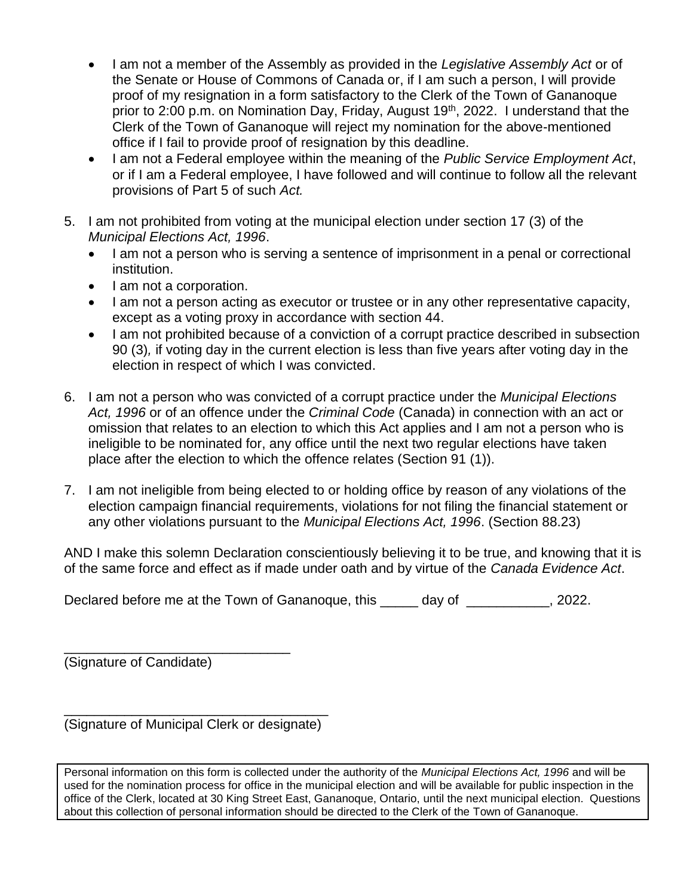- I am not a member of the Assembly as provided in the *Legislative Assembly Act* or of the Senate or House of Commons of Canada or, if I am such a person, I will provide proof of my resignation in a form satisfactory to the Clerk of the Town of Gananoque prior to 2:00 p.m. on Nomination Day, Friday, August 19th, 2022. I understand that the Clerk of the Town of Gananoque will reject my nomination for the above-mentioned office if I fail to provide proof of resignation by this deadline.
- I am not a Federal employee within the meaning of the *Public Service Employment Act*, or if I am a Federal employee, I have followed and will continue to follow all the relevant provisions of Part 5 of such *Act.*

5. I am not prohibited from voting at the municipal election under section 17 (3) of the *Municipal Elections Act, 1996*.
   - I am not a person who is serving a sentence of imprisonment in a penal or correctional institution.
   - I am not a corporation.
   - I am not a person acting as executor or trustee or in any other representative capacity, except as a voting proxy in accordance with section 44.
   - I am not prohibited because of a conviction of a corrupt practice described in subsection 90 (3), if voting day in the current election is less than five years after voting day in the election in respect of which I was convicted.

6. I am not a person who was convicted of a corrupt practice under the *Municipal Elections Act, 1996* or of an offence under the *Criminal Code* (Canada) in connection with an act or omission that relates to an election to which this Act applies and I am not a person who is ineligible to be nominated for, any office until the next two regular elections have taken place after the election to which the offence relates (Section 91 (1)).

7. I am not ineligible from being elected to or holding office by reason of any violations of the election campaign financial requirements, violations for not filing the financial statement or any other violations pursuant to the *Municipal Elections Act, 1996*. (Section 88.23)

AND I make this solemn Declaration conscientiously believing it to be true, and knowing that it is of the same force and effect as if made under oath and by virtue of the *Canada Evidence Act*.

Declared before me at the Town of Gananoque, this _____ day of ___________, 2022.

______________________________
(Signature of Candidate)

____________________________________
(Signature of Municipal Clerk or designate)

Personal information on this form is collected under the authority of the *Municipal Elections Act, 1996* and will be used for the nomination process for office in the municipal election and will be available for public inspection in the office of the Clerk, located at 30 King Street East, Gananoque, Ontario, until the next municipal election. Questions about this collection of personal information should be directed to the Clerk of the Town of Gananoque.